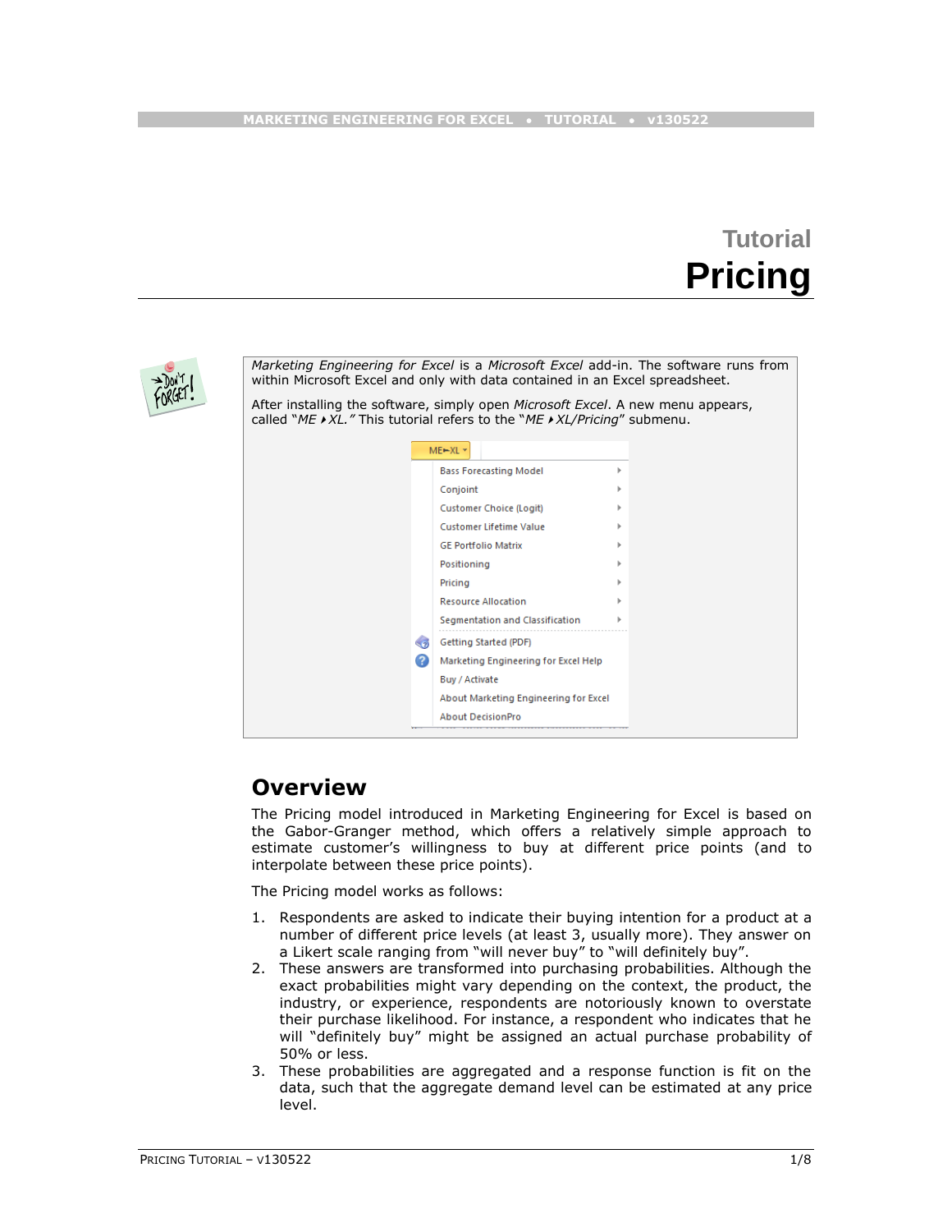# Tutorial

# Pricing

*Marketing Engineering for Excel* is a *Microsoft Excel* add-in. The software runs from within Microsoft Excel and only with data contained in an Excel spreadsheet.

After installing the software, simply open *Microsoft Excel*. A new menu appears, called "*ME►XL.*" This tutorial refers to the "*ME►XL/Pricing*" submenu.

ME►XL
- Bass Forecasting Model
- Conjoint
- Customer Choice (Logit)
- Customer Lifetime Value
- GE Portfolio Matrix
- Positioning
- Pricing
- Resource Allocation
- Segmentation and Classification
- Getting Started (PDF)
- Marketing Engineering for Excel Help
- Buy / Activate
- About Marketing Engineering for Excel
- About DecisionPro

## Overview

The Pricing model introduced in Marketing Engineering for Excel is based on the Gabor-Granger method, which offers a relatively simple approach to estimate customer's willingness to buy at different price points (and to interpolate between these price points).

The Pricing model works as follows:

1. Respondents are asked to indicate their buying intention for a product at a number of different price levels (at least 3, usually more). They answer on a Likert scale ranging from "will never buy" to "will definitely buy".
2. These answers are transformed into purchasing probabilities. Although the exact probabilities might vary depending on the context, the product, the industry, or experience, respondents are notoriously known to overstate their purchase likelihood. For instance, a respondent who indicates that he will "definitely buy" might be assigned an actual purchase probability of 50% or less.
3. These probabilities are aggregated and a response function is fit on the data, such that the aggregate demand level can be estimated at any price level.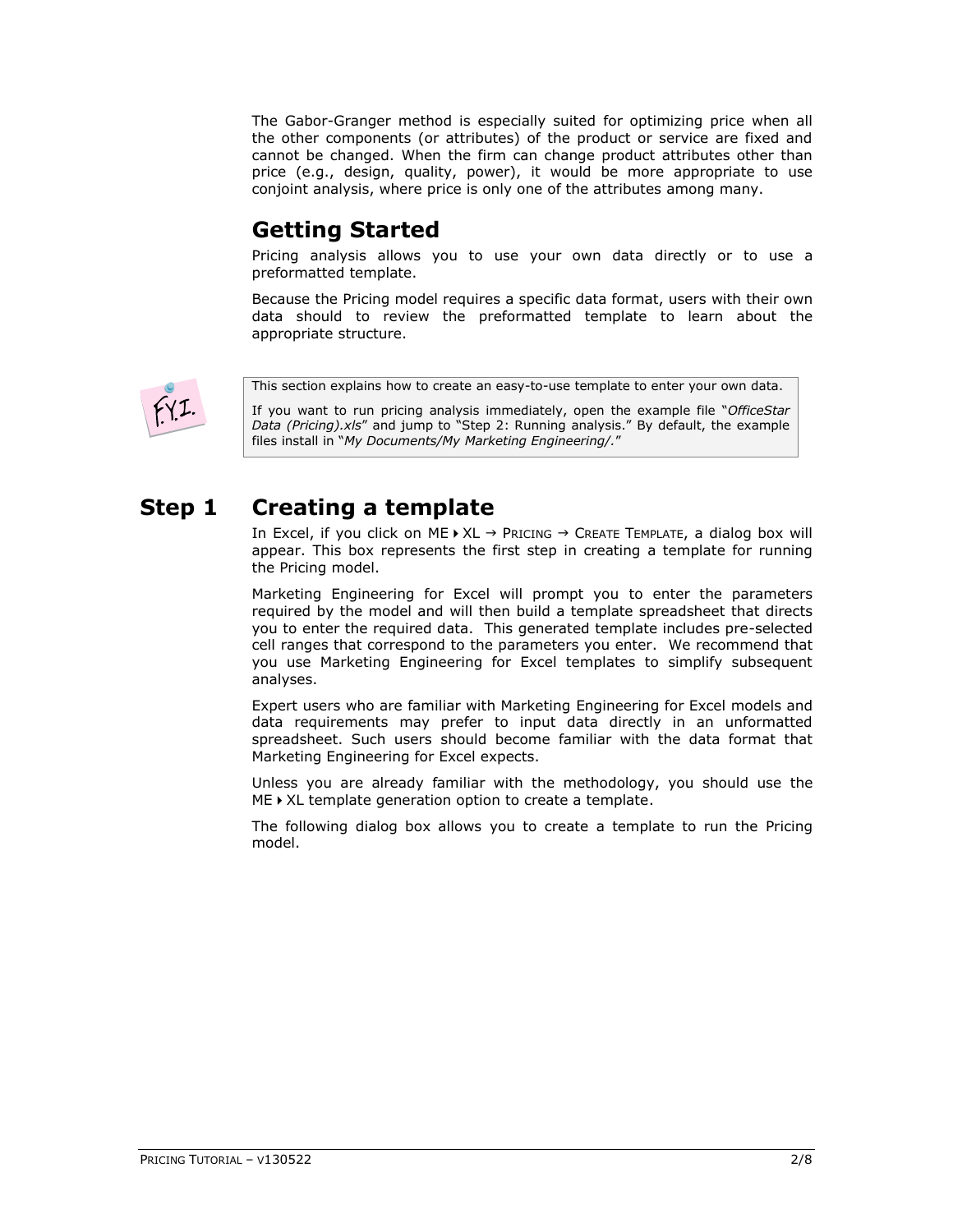The Gabor-Granger method is especially suited for optimizing price when all the other components (or attributes) of the product or service are fixed and cannot be changed. When the firm can change product attributes other than price (e.g., design, quality, power), it would be more appropriate to use conjoint analysis, where price is only one of the attributes among many.

## Getting Started

Pricing analysis allows you to use your own data directly or to use a preformatted template.

Because the Pricing model requires a specific data format, users with their own data should to review the preformatted template to learn about the appropriate structure.

> This section explains how to create an easy-to-use template to enter your own data.
>
> If you want to run pricing analysis immediately, open the example file "*OfficeStar Data (Pricing).xls*" and jump to "Step 2: Running analysis." By default, the example files install in "*My Documents/My Marketing Engineering/*."

## Step 1 Creating a template

In Excel, if you click on ME ▸ XL → PRICING → CREATE TEMPLATE, a dialog box will appear. This box represents the first step in creating a template for running the Pricing model.

Marketing Engineering for Excel will prompt you to enter the parameters required by the model and will then build a template spreadsheet that directs you to enter the required data. This generated template includes pre-selected cell ranges that correspond to the parameters you enter. We recommend that you use Marketing Engineering for Excel templates to simplify subsequent analyses.

Expert users who are familiar with Marketing Engineering for Excel models and data requirements may prefer to input data directly in an unformatted spreadsheet. Such users should become familiar with the data format that Marketing Engineering for Excel expects.

Unless you are already familiar with the methodology, you should use the ME ▸ XL template generation option to create a template.

The following dialog box allows you to create a template to run the Pricing model.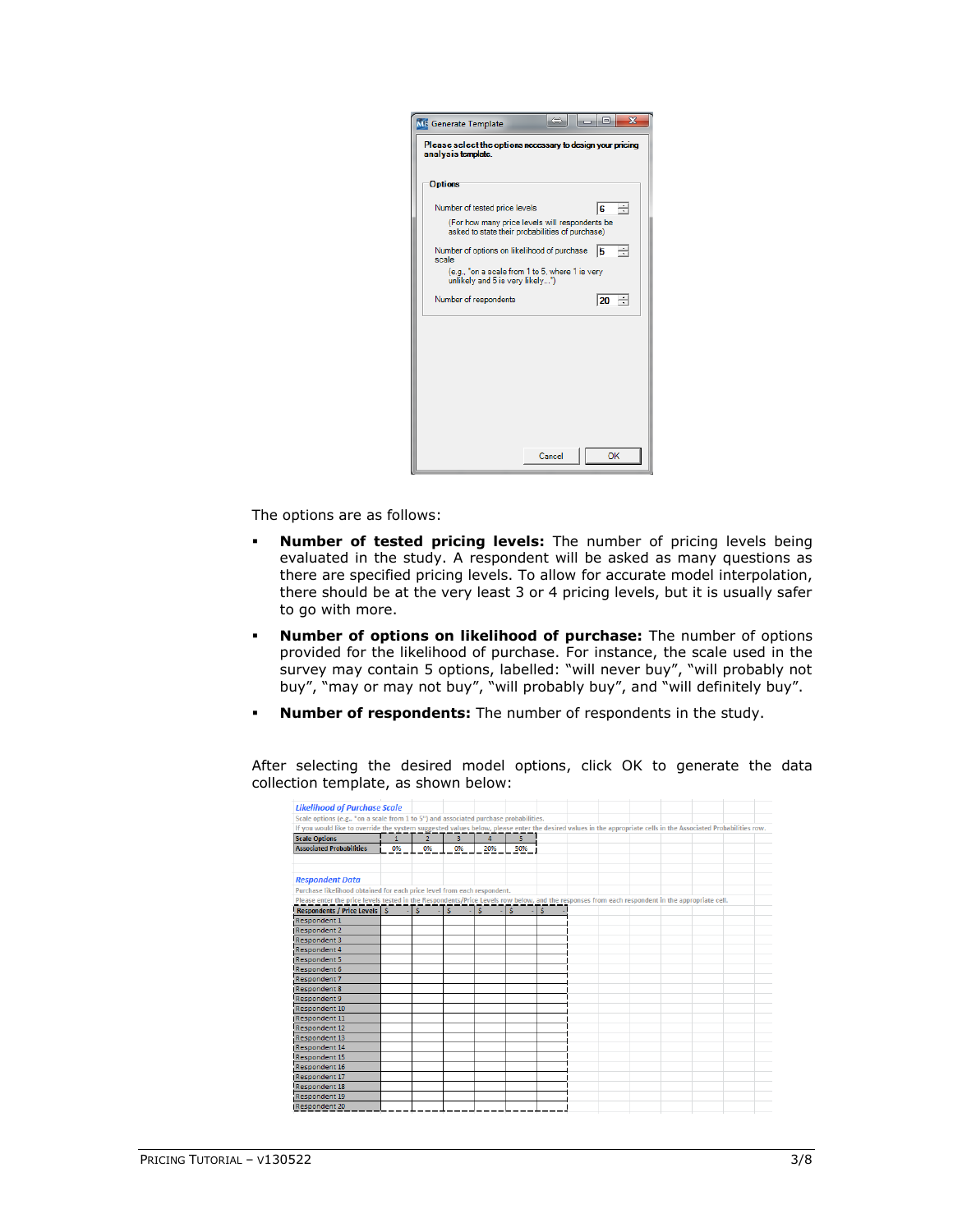The options are as follows:

- **Number of tested pricing levels:** The number of pricing levels being evaluated in the study. A respondent will be asked as many questions as there are specified pricing levels. To allow for accurate model interpolation, there should be at the very least 3 or 4 pricing levels, but it is usually safer to go with more.
- **Number of options on likelihood of purchase:** The number of options provided for the likelihood of purchase. For instance, the scale used in the survey may contain 5 options, labelled: "will never buy", "will probably not buy", "may or may not buy", "will probably buy", and "will definitely buy".
- **Number of respondents:** The number of respondents in the study.

After selecting the desired model options, click OK to generate the data collection template, as shown below: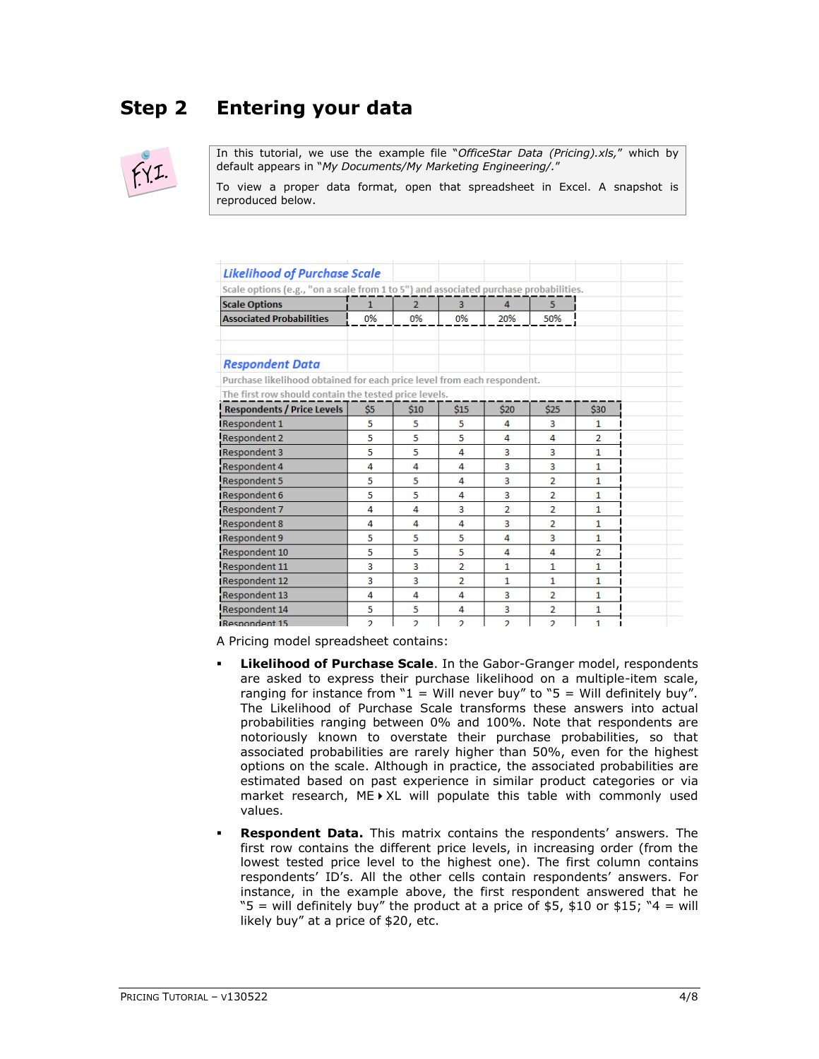## Step 2 Entering your data

In this tutorial, we use the example file "*OfficeStar Data (Pricing).xls,*" which by default appears in "*My Documents/My Marketing Engineering/*."

To view a proper data format, open that spreadsheet in Excel. A snapshot is reproduced below.

***Likelihood of Purchase Scale***

Scale options (e.g., "on a scale from 1 to 5") and associated purchase probabilities.

| Scale Options | 1 | 2 | 3 | 4 | 5 |
|---|---|---|---|---|---|
| Associated Probabilities | 0% | 0% | 0% | 20% | 50% |

***Respondent Data***

Purchase likelihood obtained for each price level from each respondent.

The first row should contain the tested price levels.

| Respondents / Price Levels | $5 | $10 | $15 | $20 | $25 | $30 |
|---|---|---|---|---|---|---|
| Respondent 1 | 5 | 5 | 5 | 4 | 3 | 1 |
| Respondent 2 | 5 | 5 | 5 | 4 | 4 | 2 |
| Respondent 3 | 5 | 5 | 4 | 3 | 3 | 1 |
| Respondent 4 | 4 | 4 | 4 | 3 | 3 | 1 |
| Respondent 5 | 5 | 5 | 4 | 3 | 2 | 1 |
| Respondent 6 | 5 | 5 | 4 | 3 | 2 | 1 |
| Respondent 7 | 4 | 4 | 3 | 2 | 2 | 1 |
| Respondent 8 | 4 | 4 | 4 | 3 | 2 | 1 |
| Respondent 9 | 5 | 5 | 5 | 4 | 3 | 1 |
| Respondent 10 | 5 | 5 | 5 | 4 | 4 | 2 |
| Respondent 11 | 3 | 3 | 2 | 1 | 1 | 1 |
| Respondent 12 | 3 | 3 | 2 | 1 | 1 | 1 |
| Respondent 13 | 4 | 4 | 4 | 3 | 2 | 1 |
| Respondent 14 | 5 | 5 | 4 | 3 | 2 | 1 |
| Respondent 15 | 2 | 2 | 2 | 2 | 2 | 1 |

A Pricing model spreadsheet contains:

- **Likelihood of Purchase Scale**. In the Gabor-Granger model, respondents are asked to express their purchase likelihood on a multiple-item scale, ranging for instance from "1 = Will never buy" to "5 = Will definitely buy". The Likelihood of Purchase Scale transforms these answers into actual probabilities ranging between 0% and 100%. Note that respondents are notoriously known to overstate their purchase probabilities, so that associated probabilities are rarely higher than 50%, even for the highest options on the scale. Although in practice, the associated probabilities are estimated based on past experience in similar product categories or via market research, ME►XL will populate this table with commonly used values.
- **Respondent Data.** This matrix contains the respondents' answers. The first row contains the different price levels, in increasing order (from the lowest tested price level to the highest one). The first column contains respondents' ID's. All the other cells contain respondents' answers. For instance, in the example above, the first respondent answered that he "5 = will definitely buy" the product at a price of $5, $10 or $15; "4 = will likely buy" at a price of $20, etc.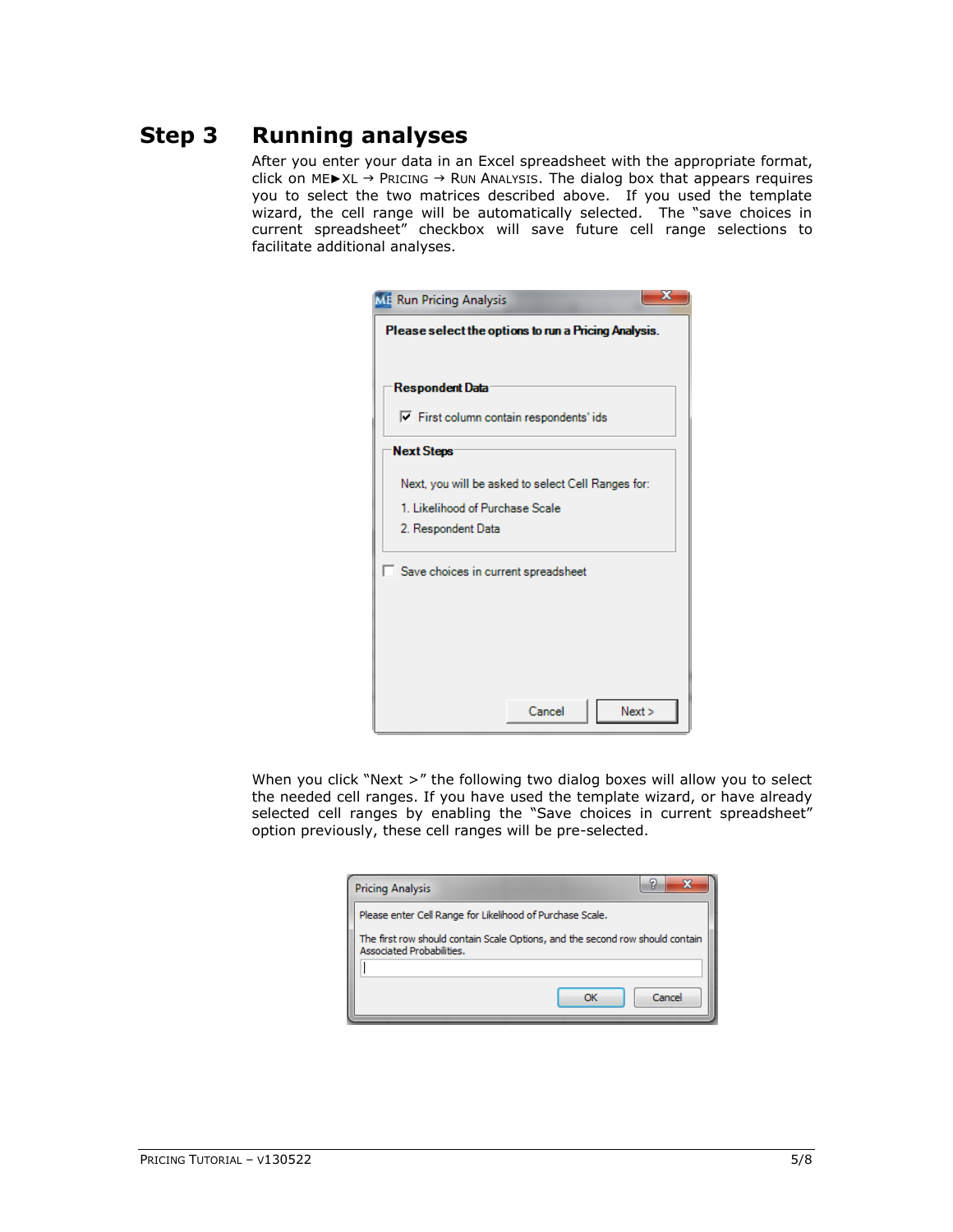# Step 3 Running analyses

After you enter your data in an Excel spreadsheet with the appropriate format, click on ME►XL → PRICING → RUN ANALYSIS. The dialog box that appears requires you to select the two matrices described above. If you used the template wizard, the cell range will be automatically selected. The "save choices in current spreadsheet" checkbox will save future cell range selections to facilitate additional analyses.

When you click "Next >" the following two dialog boxes will allow you to select the needed cell ranges. If you have used the template wizard, or have already selected cell ranges by enabling the "Save choices in current spreadsheet" option previously, these cell ranges will be pre-selected.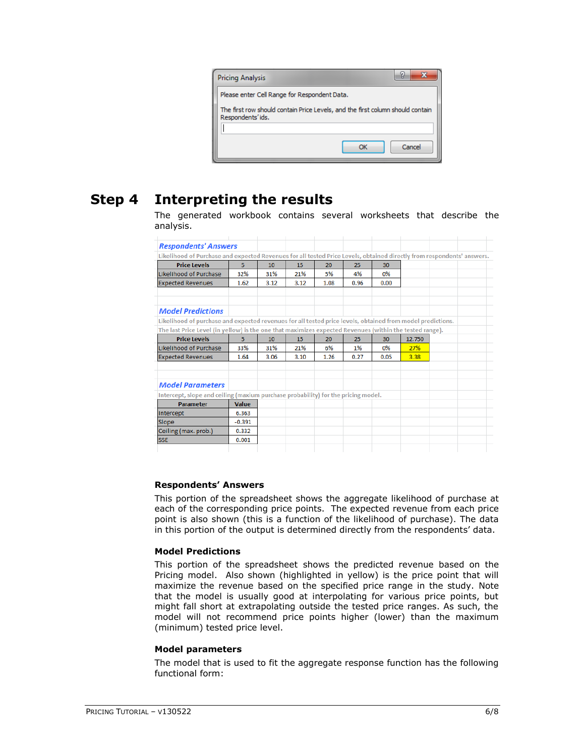Pricing Analysis

Please enter Cell Range for Respondent Data.

The first row should contain Price Levels, and the first column should contain Respondents' ids.

OK    Cancel

## Step 4 Interpreting the results

The generated workbook contains several worksheets that describe the analysis.

***Respondents' Answers***

Likelihood of Purchase and expected Revenues for all tested Price Levels, obtained directly from respondents' answers.

| Price Levels | 5 | 10 | 15 | 20 | 25 | 30 |
|---|---|---|---|---|---|---|
| Likelihood of Purchase | 32% | 31% | 21% | 5% | 4% | 0% |
| Expected Revenues | 1.62 | 3.12 | 3.12 | 1.08 | 0.96 | 0.00 |

***Model Predictions***

Likelihood of purchase and expected revenues for all tested price levels, obtained from model predictions.
The last Price Level (in yellow) is the one that maximizes expected Revenues (within the tested range).

| Price Levels | 5 | 10 | 15 | 20 | 25 | 30 | 12.750 |
|---|---|---|---|---|---|---|---|
| Likelihood of Purchase | 33% | 31% | 21% | 6% | 1% | 0% | 27% |
| Expected Revenues | 1.64 | 3.06 | 3.10 | 1.26 | 0.27 | 0.05 | 3.38 |

***Model Parameters***

Intercept, slope and ceiling (maxium purchase probability) for the pricing model.

| Parameter | Value |
|---|---|
| Intercept | 6.363 |
| Slope | -0.391 |
| Ceiling (max. prob.) | 0.332 |
| SSE | 0.001 |

### Respondents' Answers

This portion of the spreadsheet shows the aggregate likelihood of purchase at each of the corresponding price points. The expected revenue from each price point is also shown (this is a function of the likelihood of purchase). The data in this portion of the output is determined directly from the respondents' data.

### Model Predictions

This portion of the spreadsheet shows the predicted revenue based on the Pricing model. Also shown (highlighted in yellow) is the price point that will maximize the revenue based on the specified price range in the study. Note that the model is usually good at interpolating for various price points, but might fall short at extrapolating outside the tested price ranges. As such, the model will not recommend price points higher (lower) than the maximum (minimum) tested price level.

### Model parameters

The model that is used to fit the aggregate response function has the following functional form: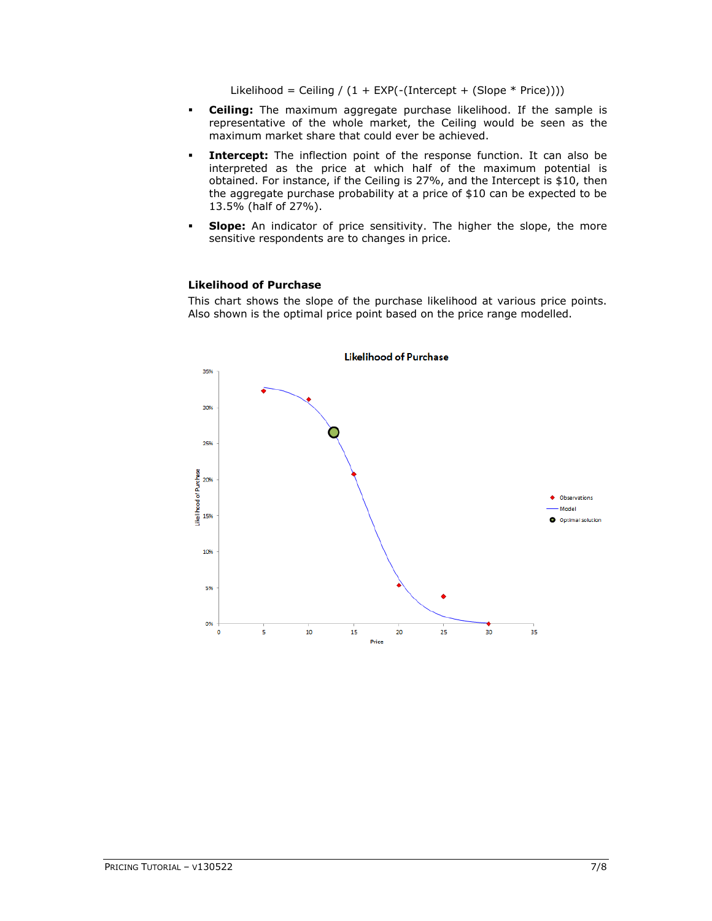Likelihood = Ceiling / (1 + EXP(-(Intercept + (Slope * Price))))

- **Ceiling:** The maximum aggregate purchase likelihood. If the sample is representative of the whole market, the Ceiling would be seen as the maximum market share that could ever be achieved.
- **Intercept:** The inflection point of the response function. It can also be interpreted as the price at which half of the maximum potential is obtained. For instance, if the Ceiling is 27%, and the Intercept is $10, then the aggregate purchase probability at a price of $10 can be expected to be 13.5% (half of 27%).
- **Slope:** An indicator of price sensitivity. The higher the slope, the more sensitive respondents are to changes in price.

### Likelihood of Purchase

This chart shows the slope of the purchase likelihood at various price points. Also shown is the optimal price point based on the price range modelled.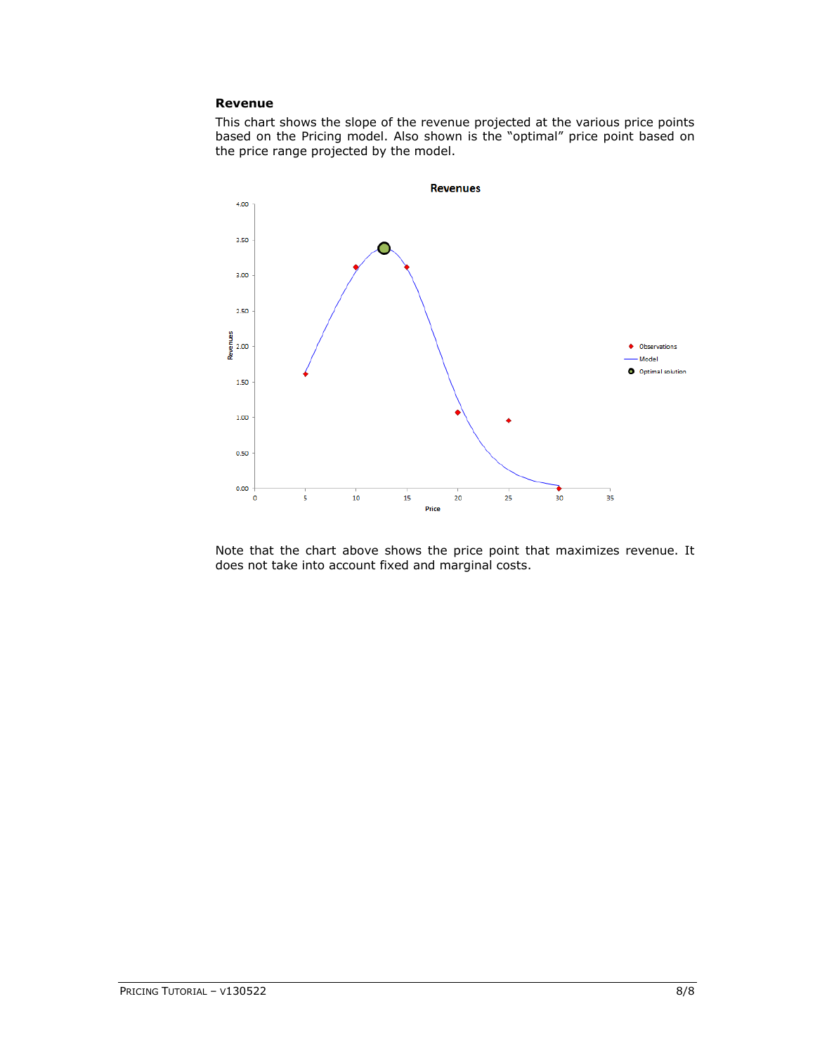### Revenue

This chart shows the slope of the revenue projected at the various price points based on the Pricing model. Also shown is the "optimal" price point based on the price range projected by the model.

Revenues

4.00
3.50
3.00
2.50
2.00
1.50
1.00
0.50
0.00

Revenues

0 5 10 15 20 25 30 35

Price

Observations
Model
Optimal solution

Note that the chart above shows the price point that maximizes revenue. It does not take into account fixed and marginal costs.